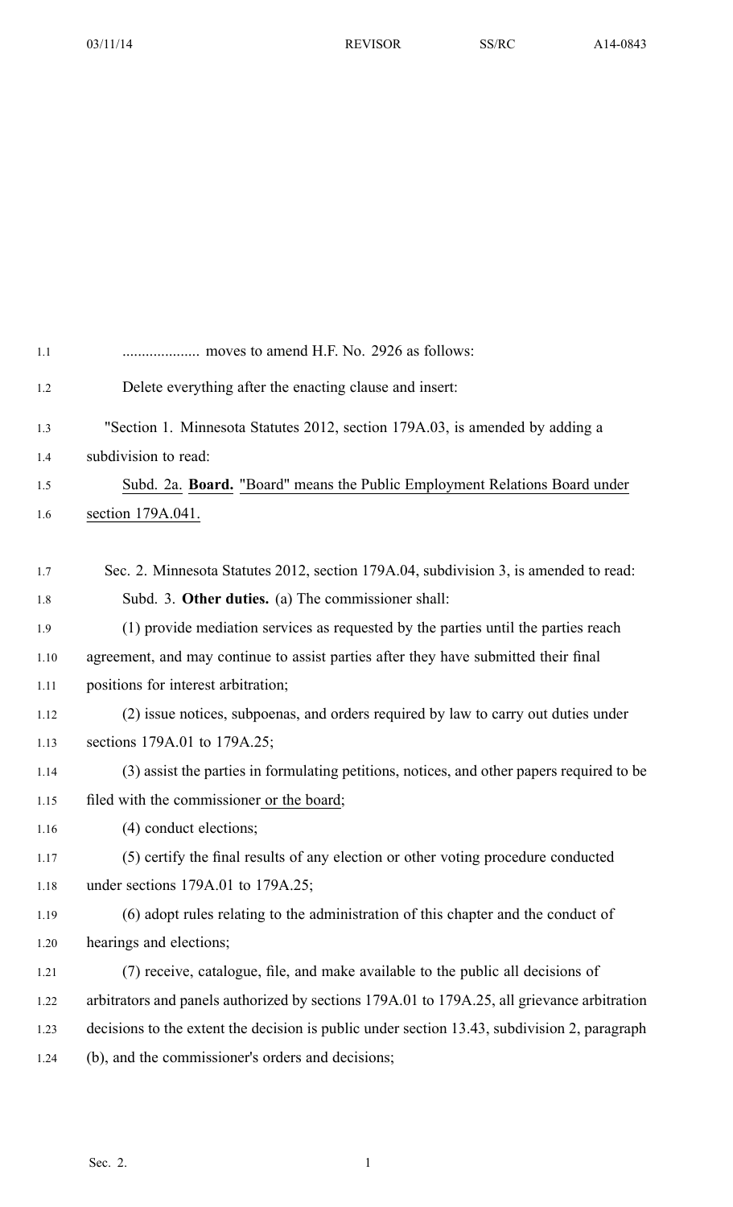.................... moves to amend H.F. No. 2926 as follows:

Delete everything after the enacting clause and insert:

"Section 1. Minnesota Statutes 2012, section 179A.03, is amended by adding a subdivision to read:

Subd. 2a. **Board.** "Board" means the Public Employment Relations Board under section 179A.041.

Sec. 2. Minnesota Statutes 2012, section 179A.04, subdivision 3, is amended to read:

Subd. 3. **Other duties.** (a) The commissioner shall:

(1) provide mediation services as requested by the parties until the parties reach agreement, and may continue to assist parties after they have submitted their final positions for interest arbitration;

(2) issue notices, subpoenas, and orders required by law to carry out duties under sections 179A.01 to 179A.25;

(3) assist the parties in formulating petitions, notices, and other papers required to be filed with the commissioner or the board;

(4) conduct elections;

(5) certify the final results of any election or other voting procedure conducted under sections 179A.01 to 179A.25;

(6) adopt rules relating to the administration of this chapter and the conduct of hearings and elections;

(7) receive, catalogue, file, and make available to the public all decisions of arbitrators and panels authorized by sections 179A.01 to 179A.25, all grievance arbitration decisions to the extent the decision is public under section 13.43, subdivision 2, paragraph (b), and the commissioner's orders and decisions;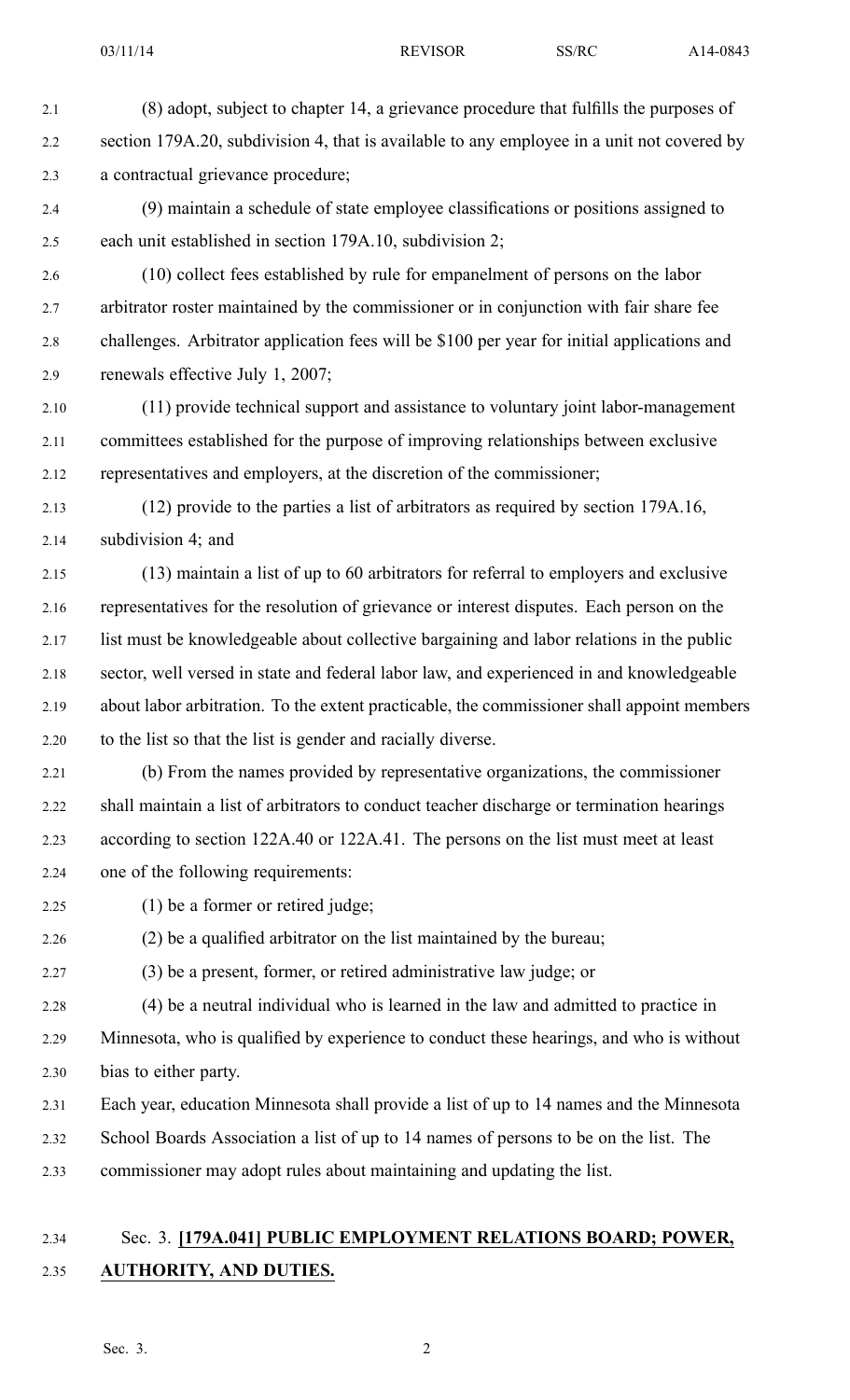(8) adopt, subject to chapter 14, a grievance procedure that fulfills the purposes of section 179A.20, subdivision 4, that is available to any employee in a unit not covered by a contractual grievance procedure;

(9) maintain a schedule of state employee classifications or positions assigned to each unit established in section 179A.10, subdivision 2;

(10) collect fees established by rule for empanelment of persons on the labor arbitrator roster maintained by the commissioner or in conjunction with fair share fee challenges. Arbitrator application fees will be $100 per year for initial applications and renewals effective July 1, 2007;

(11) provide technical support and assistance to voluntary joint labor-management committees established for the purpose of improving relationships between exclusive representatives and employers, at the discretion of the commissioner;

(12) provide to the parties a list of arbitrators as required by section 179A.16, subdivision 4; and

(13) maintain a list of up to 60 arbitrators for referral to employers and exclusive representatives for the resolution of grievance or interest disputes. Each person on the list must be knowledgeable about collective bargaining and labor relations in the public sector, well versed in state and federal labor law, and experienced in and knowledgeable about labor arbitration. To the extent practicable, the commissioner shall appoint members to the list so that the list is gender and racially diverse.

(b) From the names provided by representative organizations, the commissioner shall maintain a list of arbitrators to conduct teacher discharge or termination hearings according to section 122A.40 or 122A.41. The persons on the list must meet at least one of the following requirements:

(1) be a former or retired judge;

(2) be a qualified arbitrator on the list maintained by the bureau;

(3) be a present, former, or retired administrative law judge; or

(4) be a neutral individual who is learned in the law and admitted to practice in Minnesota, who is qualified by experience to conduct these hearings, and who is without bias to either party.

Each year, education Minnesota shall provide a list of up to 14 names and the Minnesota School Boards Association a list of up to 14 names of persons to be on the list. The commissioner may adopt rules about maintaining and updating the list.

Sec. 3. **[179A.041] PUBLIC EMPLOYMENT RELATIONS BOARD; POWER, AUTHORITY, AND DUTIES.**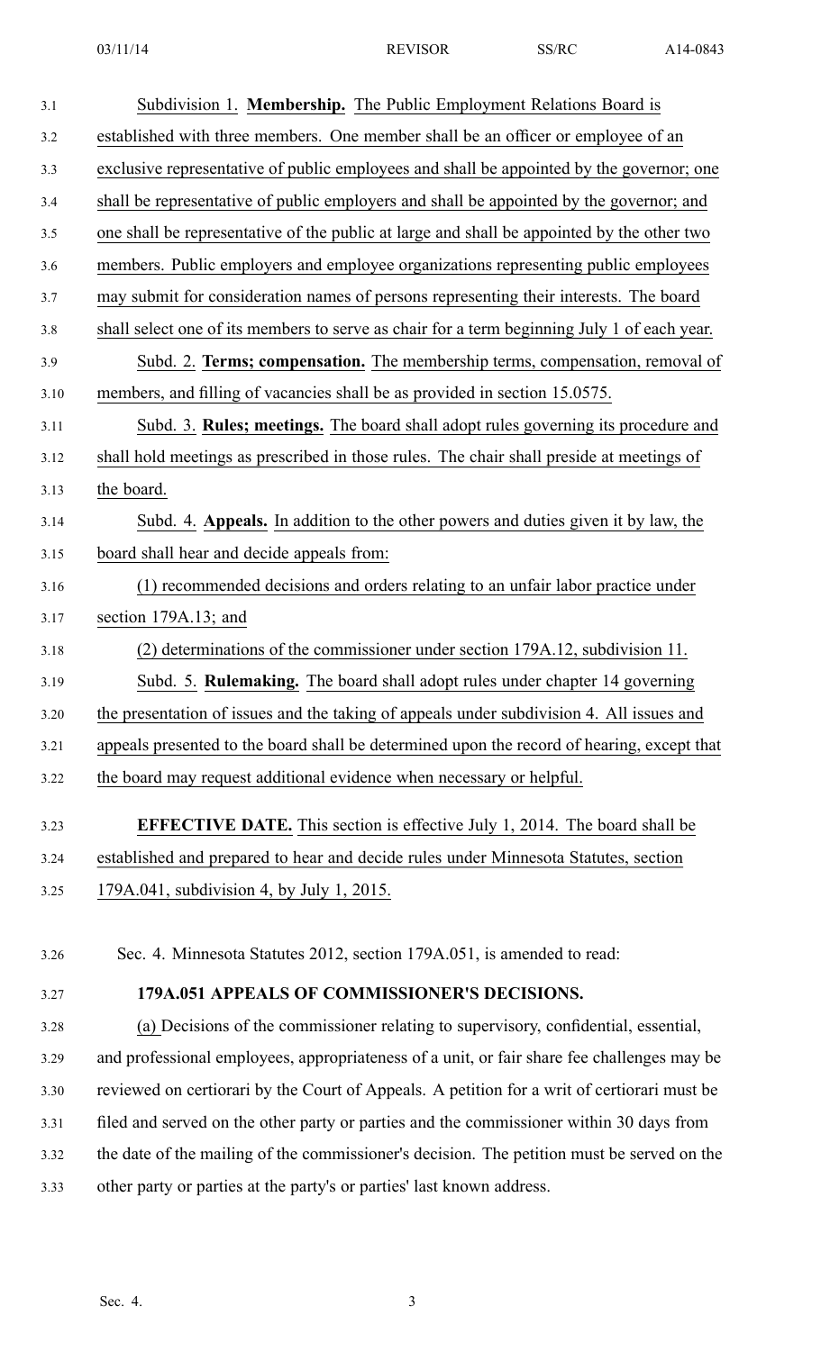Subdivision 1. **Membership.** The Public Employment Relations Board is established with three members. One member shall be an officer or employee of an exclusive representative of public employees and shall be appointed by the governor; one shall be representative of public employers and shall be appointed by the governor; and one shall be representative of the public at large and shall be appointed by the other two members. Public employers and employee organizations representing public employees may submit for consideration names of persons representing their interests. The board shall select one of its members to serve as chair for a term beginning July 1 of each year.

Subd. 2. **Terms; compensation.** The membership terms, compensation, removal of members, and filling of vacancies shall be as provided in section 15.0575.

Subd. 3. **Rules; meetings.** The board shall adopt rules governing its procedure and shall hold meetings as prescribed in those rules. The chair shall preside at meetings of the board.

Subd. 4. **Appeals.** In addition to the other powers and duties given it by law, the board shall hear and decide appeals from:

(1) recommended decisions and orders relating to an unfair labor practice under section 179A.13; and

(2) determinations of the commissioner under section 179A.12, subdivision 11.

Subd. 5. **Rulemaking.** The board shall adopt rules under chapter 14 governing the presentation of issues and the taking of appeals under subdivision 4. All issues and appeals presented to the board shall be determined upon the record of hearing, except that the board may request additional evidence when necessary or helpful.

**EFFECTIVE DATE.** This section is effective July 1, 2014. The board shall be established and prepared to hear and decide rules under Minnesota Statutes, section 179A.041, subdivision 4, by July 1, 2015.

Sec. 4. Minnesota Statutes 2012, section 179A.051, is amended to read:

**179A.051 APPEALS OF COMMISSIONER'S DECISIONS.**

(a) Decisions of the commissioner relating to supervisory, confidential, essential, and professional employees, appropriateness of a unit, or fair share fee challenges may be reviewed on certiorari by the Court of Appeals. A petition for a writ of certiorari must be filed and served on the other party or parties and the commissioner within 30 days from the date of the mailing of the commissioner's decision. The petition must be served on the other party or parties at the party's or parties' last known address.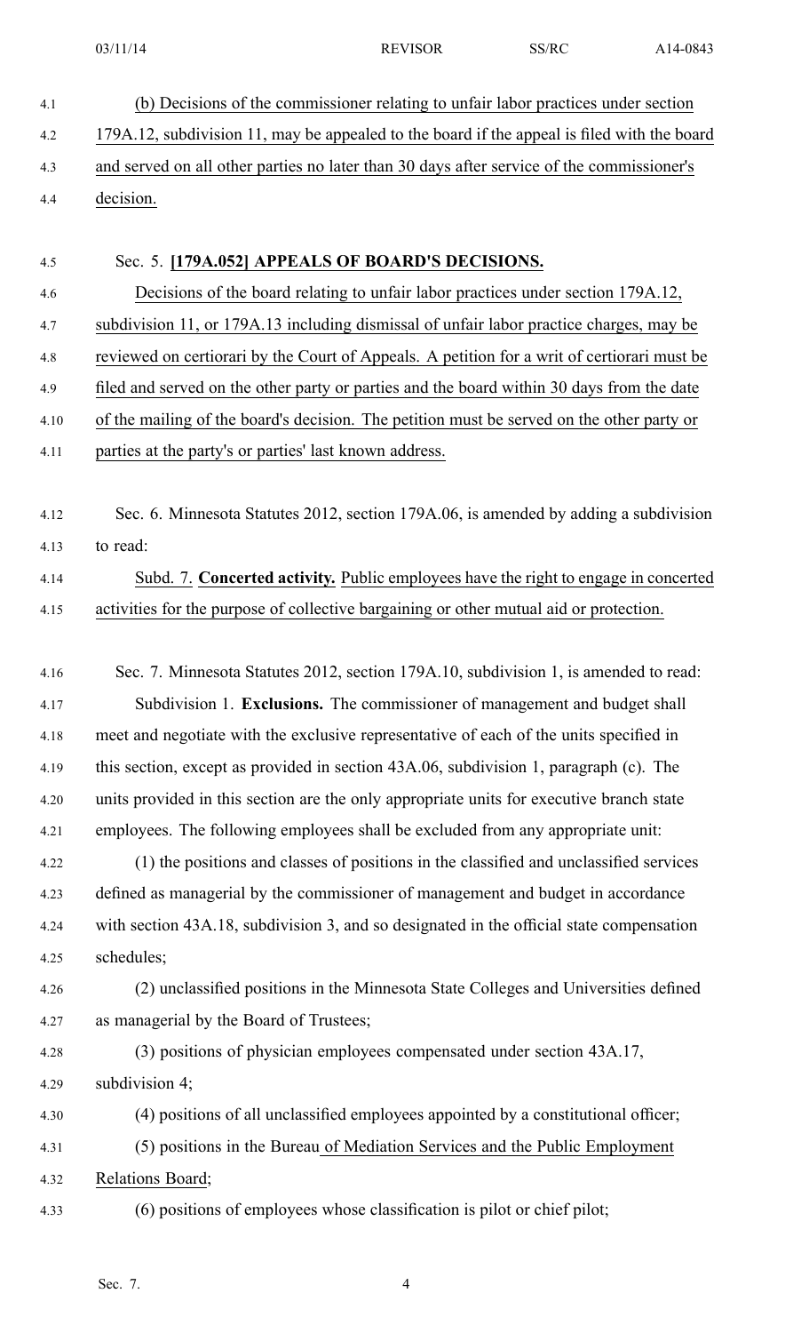(b) Decisions of the commissioner relating to unfair labor practices under section 179A.12, subdivision 11, may be appealed to the board if the appeal is filed with the board and served on all other parties no later than 30 days after service of the commissioner's decision.

Sec. 5. **[179A.052] APPEALS OF BOARD'S DECISIONS.**

Decisions of the board relating to unfair labor practices under section 179A.12, subdivision 11, or 179A.13 including dismissal of unfair labor practice charges, may be reviewed on certiorari by the Court of Appeals. A petition for a writ of certiorari must be filed and served on the other party or parties and the board within 30 days from the date of the mailing of the board's decision. The petition must be served on the other party or parties at the party's or parties' last known address.

Sec. 6. Minnesota Statutes 2012, section 179A.06, is amended by adding a subdivision to read:

Subd. 7. **Concerted activity.** Public employees have the right to engage in concerted activities for the purpose of collective bargaining or other mutual aid or protection.

Sec. 7. Minnesota Statutes 2012, section 179A.10, subdivision 1, is amended to read:

Subdivision 1. **Exclusions.** The commissioner of management and budget shall meet and negotiate with the exclusive representative of each of the units specified in this section, except as provided in section 43A.06, subdivision 1, paragraph (c). The units provided in this section are the only appropriate units for executive branch state employees. The following employees shall be excluded from any appropriate unit:

(1) the positions and classes of positions in the classified and unclassified services defined as managerial by the commissioner of management and budget in accordance with section 43A.18, subdivision 3, and so designated in the official state compensation schedules;

(2) unclassified positions in the Minnesota State Colleges and Universities defined as managerial by the Board of Trustees;

(3) positions of physician employees compensated under section 43A.17, subdivision 4;

(4) positions of all unclassified employees appointed by a constitutional officer;

(5) positions in the Bureau of Mediation Services and the Public Employment Relations Board;

(6) positions of employees whose classification is pilot or chief pilot;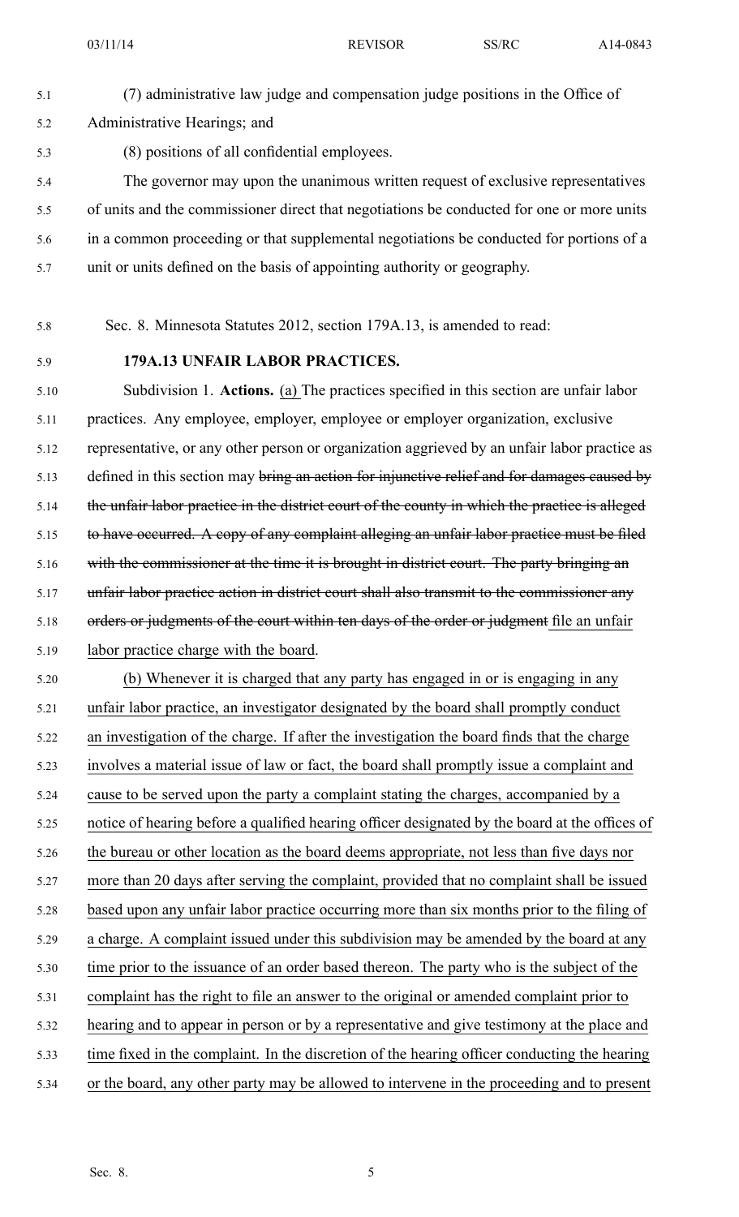(7) administrative law judge and compensation judge positions in the Office of Administrative Hearings; and

(8) positions of all confidential employees.

The governor may upon the unanimous written request of exclusive representatives of units and the commissioner direct that negotiations be conducted for one or more units in a common proceeding or that supplemental negotiations be conducted for portions of a unit or units defined on the basis of appointing authority or geography.

Sec. 8. Minnesota Statutes 2012, section 179A.13, is amended to read:

**179A.13 UNFAIR LABOR PRACTICES.**

Subdivision 1. **Actions.** (a) The practices specified in this section are unfair labor practices. Any employee, employer, employee or employer organization, exclusive representative, or any other person or organization aggrieved by an unfair labor practice as defined in this section may ~~bring an action for injunctive relief and for damages caused by the unfair labor practice in the district court of the county in which the practice is alleged to have occurred. A copy of any complaint alleging an unfair labor practice must be filed with the commissioner at the time it is brought in district court. The party bringing an unfair labor practice action in district court shall also transmit to the commissioner any orders or judgments of the court within ten days of the order or judgment~~ file an unfair labor practice charge with the board.

(b) Whenever it is charged that any party has engaged in or is engaging in any unfair labor practice, an investigator designated by the board shall promptly conduct an investigation of the charge. If after the investigation the board finds that the charge involves a material issue of law or fact, the board shall promptly issue a complaint and cause to be served upon the party a complaint stating the charges, accompanied by a notice of hearing before a qualified hearing officer designated by the board at the offices of the bureau or other location as the board deems appropriate, not less than five days nor more than 20 days after serving the complaint, provided that no complaint shall be issued based upon any unfair labor practice occurring more than six months prior to the filing of a charge. A complaint issued under this subdivision may be amended by the board at any time prior to the issuance of an order based thereon. The party who is the subject of the complaint has the right to file an answer to the original or amended complaint prior to hearing and to appear in person or by a representative and give testimony at the place and time fixed in the complaint. In the discretion of the hearing officer conducting the hearing or the board, any other party may be allowed to intervene in the proceeding and to present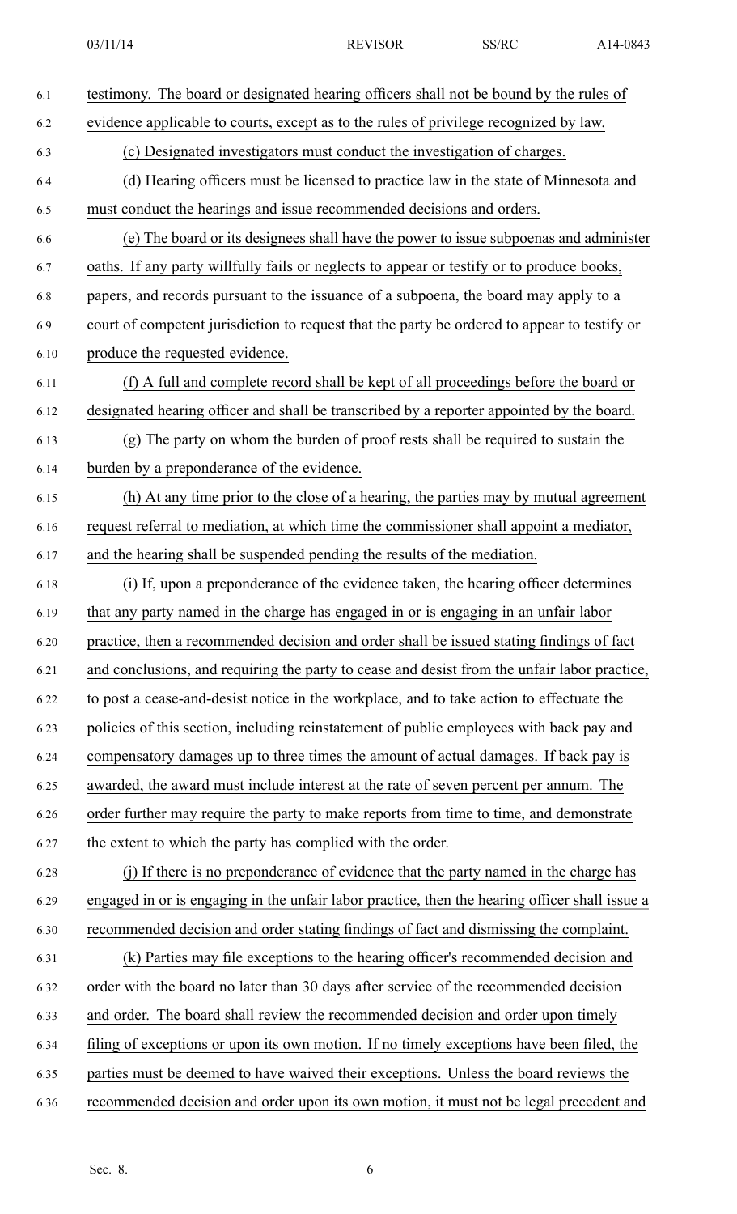testimony. The board or designated hearing officers shall not be bound by the rules of evidence applicable to courts, except as to the rules of privilege recognized by law.

(c) Designated investigators must conduct the investigation of charges.

(d) Hearing officers must be licensed to practice law in the state of Minnesota and must conduct the hearings and issue recommended decisions and orders.

(e) The board or its designees shall have the power to issue subpoenas and administer oaths. If any party willfully fails or neglects to appear or testify or to produce books, papers, and records pursuant to the issuance of a subpoena, the board may apply to a court of competent jurisdiction to request that the party be ordered to appear to testify or produce the requested evidence.

(f) A full and complete record shall be kept of all proceedings before the board or designated hearing officer and shall be transcribed by a reporter appointed by the board.

(g) The party on whom the burden of proof rests shall be required to sustain the burden by a preponderance of the evidence.

(h) At any time prior to the close of a hearing, the parties may by mutual agreement request referral to mediation, at which time the commissioner shall appoint a mediator, and the hearing shall be suspended pending the results of the mediation.

(i) If, upon a preponderance of the evidence taken, the hearing officer determines that any party named in the charge has engaged in or is engaging in an unfair labor practice, then a recommended decision and order shall be issued stating findings of fact and conclusions, and requiring the party to cease and desist from the unfair labor practice, to post a cease-and-desist notice in the workplace, and to take action to effectuate the policies of this section, including reinstatement of public employees with back pay and compensatory damages up to three times the amount of actual damages. If back pay is awarded, the award must include interest at the rate of seven percent per annum. The order further may require the party to make reports from time to time, and demonstrate the extent to which the party has complied with the order.

(j) If there is no preponderance of evidence that the party named in the charge has engaged in or is engaging in the unfair labor practice, then the hearing officer shall issue a recommended decision and order stating findings of fact and dismissing the complaint.

(k) Parties may file exceptions to the hearing officer's recommended decision and order with the board no later than 30 days after service of the recommended decision and order. The board shall review the recommended decision and order upon timely filing of exceptions or upon its own motion. If no timely exceptions have been filed, the parties must be deemed to have waived their exceptions. Unless the board reviews the recommended decision and order upon its own motion, it must not be legal precedent and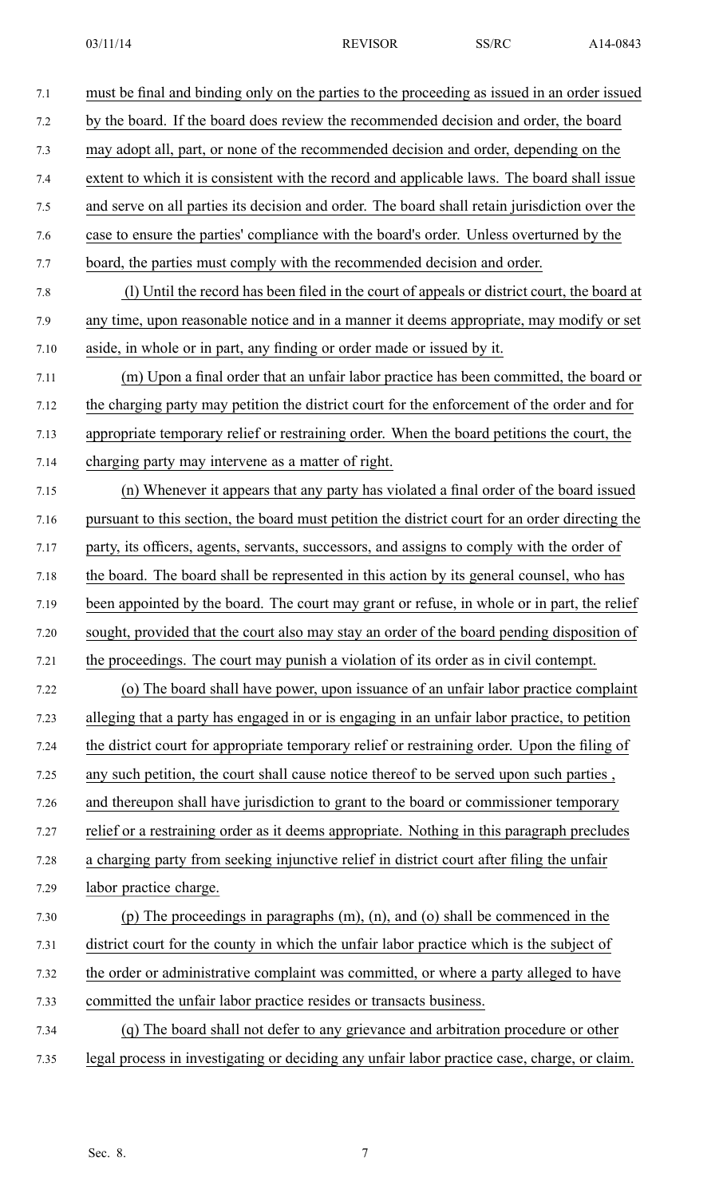must be final and binding only on the parties to the proceeding as issued in an order issued by the board. If the board does review the recommended decision and order, the board may adopt all, part, or none of the recommended decision and order, depending on the extent to which it is consistent with the record and applicable laws. The board shall issue and serve on all parties its decision and order. The board shall retain jurisdiction over the case to ensure the parties' compliance with the board's order. Unless overturned by the board, the parties must comply with the recommended decision and order.

(l) Until the record has been filed in the court of appeals or district court, the board at any time, upon reasonable notice and in a manner it deems appropriate, may modify or set aside, in whole or in part, any finding or order made or issued by it.

(m) Upon a final order that an unfair labor practice has been committed, the board or the charging party may petition the district court for the enforcement of the order and for appropriate temporary relief or restraining order. When the board petitions the court, the charging party may intervene as a matter of right.

(n) Whenever it appears that any party has violated a final order of the board issued pursuant to this section, the board must petition the district court for an order directing the party, its officers, agents, servants, successors, and assigns to comply with the order of the board. The board shall be represented in this action by its general counsel, who has been appointed by the board. The court may grant or refuse, in whole or in part, the relief sought, provided that the court also may stay an order of the board pending disposition of the proceedings. The court may punish a violation of its order as in civil contempt.

(o) The board shall have power, upon issuance of an unfair labor practice complaint alleging that a party has engaged in or is engaging in an unfair labor practice, to petition the district court for appropriate temporary relief or restraining order. Upon the filing of any such petition, the court shall cause notice thereof to be served upon such parties , and thereupon shall have jurisdiction to grant to the board or commissioner temporary relief or a restraining order as it deems appropriate. Nothing in this paragraph precludes a charging party from seeking injunctive relief in district court after filing the unfair labor practice charge.

(p) The proceedings in paragraphs (m), (n), and (o) shall be commenced in the district court for the county in which the unfair labor practice which is the subject of the order or administrative complaint was committed, or where a party alleged to have committed the unfair labor practice resides or transacts business.

(q) The board shall not defer to any grievance and arbitration procedure or other legal process in investigating or deciding any unfair labor practice case, charge, or claim.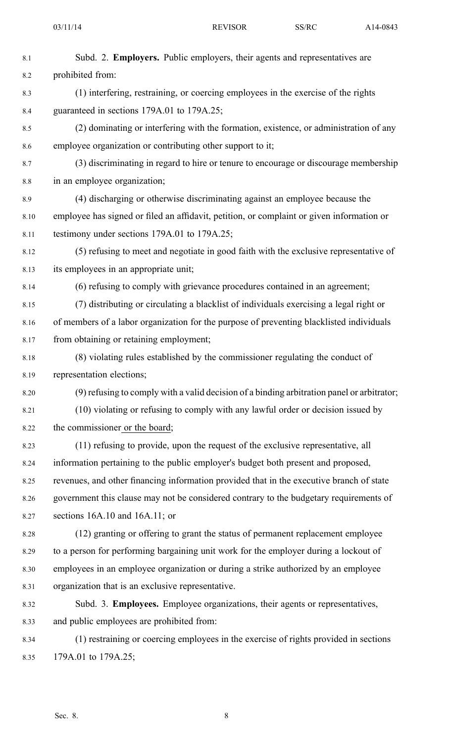Subd. 2. **Employers.** Public employers, their agents and representatives are prohibited from:

(1) interfering, restraining, or coercing employees in the exercise of the rights guaranteed in sections 179A.01 to 179A.25;

(2) dominating or interfering with the formation, existence, or administration of any employee organization or contributing other support to it;

(3) discriminating in regard to hire or tenure to encourage or discourage membership in an employee organization;

(4) discharging or otherwise discriminating against an employee because the employee has signed or filed an affidavit, petition, or complaint or given information or testimony under sections 179A.01 to 179A.25;

(5) refusing to meet and negotiate in good faith with the exclusive representative of its employees in an appropriate unit;

(6) refusing to comply with grievance procedures contained in an agreement;

(7) distributing or circulating a blacklist of individuals exercising a legal right or of members of a labor organization for the purpose of preventing blacklisted individuals from obtaining or retaining employment;

(8) violating rules established by the commissioner regulating the conduct of representation elections;

(9) refusing to comply with a valid decision of a binding arbitration panel or arbitrator;

(10) violating or refusing to comply with any lawful order or decision issued by the commissioner or the board;

(11) refusing to provide, upon the request of the exclusive representative, all information pertaining to the public employer's budget both present and proposed, revenues, and other financing information provided that in the executive branch of state government this clause may not be considered contrary to the budgetary requirements of sections 16A.10 and 16A.11; or

(12) granting or offering to grant the status of permanent replacement employee to a person for performing bargaining unit work for the employer during a lockout of employees in an employee organization or during a strike authorized by an employee organization that is an exclusive representative.

Subd. 3. **Employees.** Employee organizations, their agents or representatives, and public employees are prohibited from:

(1) restraining or coercing employees in the exercise of rights provided in sections 179A.01 to 179A.25;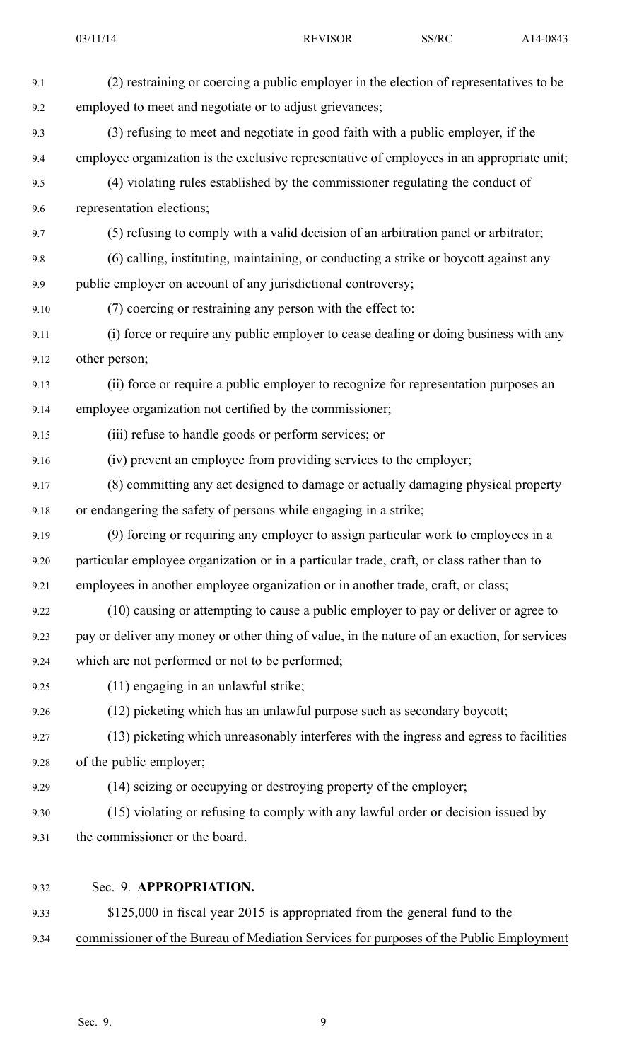(2) restraining or coercing a public employer in the election of representatives to be employed to meet and negotiate or to adjust grievances;

(3) refusing to meet and negotiate in good faith with a public employer, if the employee organization is the exclusive representative of employees in an appropriate unit;

(4) violating rules established by the commissioner regulating the conduct of representation elections;

(5) refusing to comply with a valid decision of an arbitration panel or arbitrator;

(6) calling, instituting, maintaining, or conducting a strike or boycott against any public employer on account of any jurisdictional controversy;

(7) coercing or restraining any person with the effect to:

(i) force or require any public employer to cease dealing or doing business with any other person;

(ii) force or require a public employer to recognize for representation purposes an employee organization not certified by the commissioner;

(iii) refuse to handle goods or perform services; or

(iv) prevent an employee from providing services to the employer;

(8) committing any act designed to damage or actually damaging physical property or endangering the safety of persons while engaging in a strike;

(9) forcing or requiring any employer to assign particular work to employees in a particular employee organization or in a particular trade, craft, or class rather than to employees in another employee organization or in another trade, craft, or class;

(10) causing or attempting to cause a public employer to pay or deliver or agree to pay or deliver any money or other thing of value, in the nature of an exaction, for services which are not performed or not to be performed;

(11) engaging in an unlawful strike;

(12) picketing which has an unlawful purpose such as secondary boycott;

(13) picketing which unreasonably interferes with the ingress and egress to facilities of the public employer;

(14) seizing or occupying or destroying property of the employer;

(15) violating or refusing to comply with any lawful order or decision issued by the commissioner or the board.

Sec. 9. **APPROPRIATION.**

$125,000 in fiscal year 2015 is appropriated from the general fund to the commissioner of the Bureau of Mediation Services for purposes of the Public Employment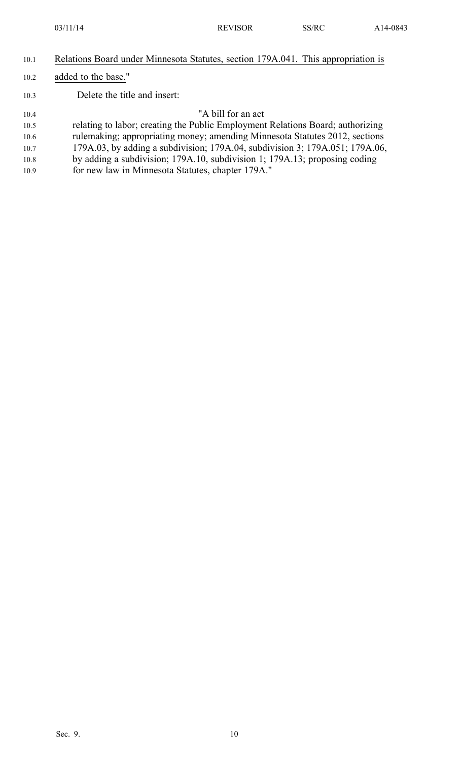Relations Board under Minnesota Statutes, section 179A.041. This appropriation is added to the base."

Delete the title and insert:

"A bill for an act
relating to labor; creating the Public Employment Relations Board; authorizing rulemaking; appropriating money; amending Minnesota Statutes 2012, sections 179A.03, by adding a subdivision; 179A.04, subdivision 3; 179A.051; 179A.06, by adding a subdivision; 179A.10, subdivision 1; 179A.13; proposing coding for new law in Minnesota Statutes, chapter 179A."